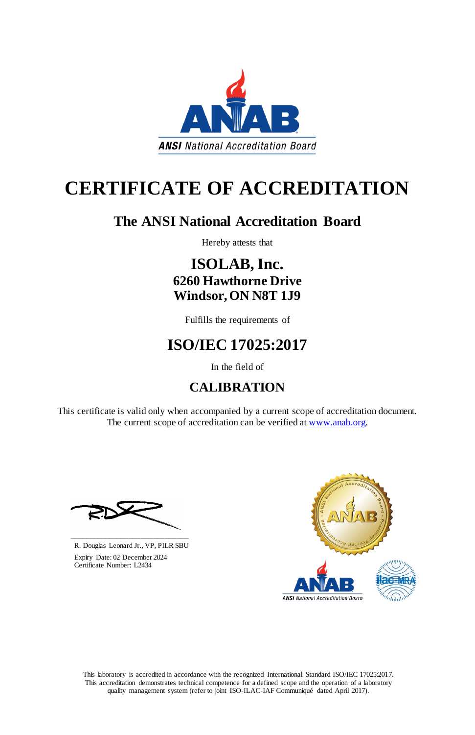ANSI National Accreditation Board

# CERTIFICATE OF ACCREDITATION

## The ANSI National Accreditation Board

Hereby attests that

## ISOLAB, Inc.

### 6260 Hawthorne Drive
### Windsor, ON N8T 1J9

Fulfills the requirements of

## ISO/IEC 17025:2017

In the field of

## CALIBRATION

This certificate is valid only when accompanied by a current scope of accreditation document.
The current scope of accreditation can be verified at www.anab.org.

R. Douglas Leonard Jr., VP, PILR SBU

Expiry Date: 02 December 2024
Certificate Number: L2434

This laboratory is accredited in accordance with the recognized International Standard ISO/IEC 17025:2017.
This accreditation demonstrates technical competence for a defined scope and the operation of a laboratory quality management system (refer to joint ISO-ILAC-IAF Communiqué dated April 2017).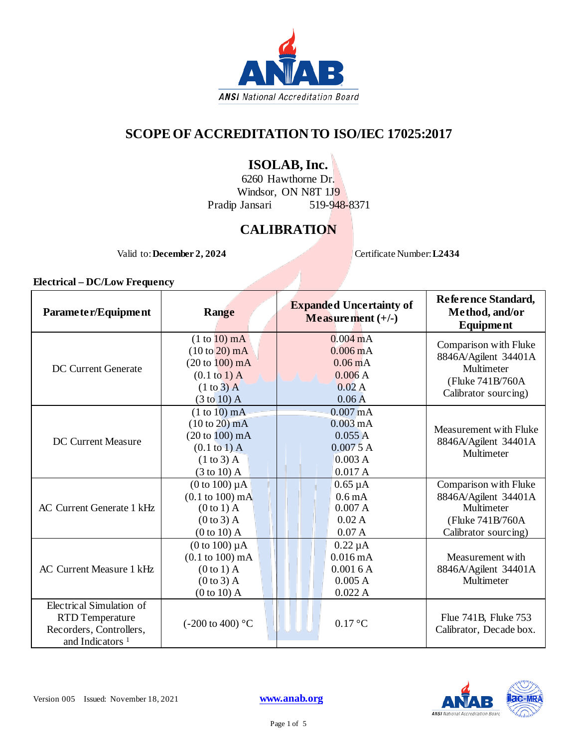# SCOPE OF ACCREDITATION TO ISO/IEC 17025:2017

## ISOLAB, Inc.

6260 Hawthorne Dr.
Windsor, ON N8T 1J9
Pradip Jansari 519-948-8371

## CALIBRATION

Valid to: **December 2, 2024** Certificate Number: **L2434**

### Electrical – DC/Low Frequency

| Parameter/Equipment | Range | Expanded Uncertainty of Measurement (+/-) | Reference Standard, Method, and/or Equipment |
|---|---|---|---|
| DC Current Generate | (1 to 10) mA<br>(10 to 20) mA<br>(20 to 100) mA<br>(0.1 to 1) A<br>(1 to 3) A<br>(3 to 10) A | 0.004 mA<br>0.006 mA<br>0.06 mA<br>0.006 A<br>0.02 A<br>0.06 A | Comparison with Fluke 8846A/Agilent 34401A Multimeter (Fluke 741B/760A Calibrator sourcing) |
| DC Current Measure | (1 to 10) mA<br>(10 to 20) mA<br>(20 to 100) mA<br>(0.1 to 1) A<br>(1 to 3) A<br>(3 to 10) A | 0.007 mA<br>0.003 mA<br>0.055 A<br>0.007 5 A<br>0.003 A<br>0.017 A | Measurement with Fluke 8846A/Agilent 34401A Multimeter |
| AC Current Generate 1 kHz | (0 to 100) µA<br>(0.1 to 100) mA<br>(0 to 1) A<br>(0 to 3) A<br>(0 to 10) A | 0.65 µA<br>0.6 mA<br>0.007 A<br>0.02 A<br>0.07 A | Comparison with Fluke 8846A/Agilent 34401A Multimeter (Fluke 741B/760A Calibrator sourcing) |
| AC Current Measure 1 kHz | (0 to 100) µA<br>(0.1 to 100) mA<br>(0 to 1) A<br>(0 to 3) A<br>(0 to 10) A | 0.22 µA<br>0.016 mA<br>0.001 6 A<br>0.005 A<br>0.022 A | Measurement with 8846A/Agilent 34401A Multimeter |
| Electrical Simulation of RTD Temperature Recorders, Controllers, and Indicators [1] | (-200 to 400) °C | 0.17 °C | Flue 741B, Fluke 753 Calibrator, Decade box. |

Version 005 Issued: November 18, 2021

www.anab.org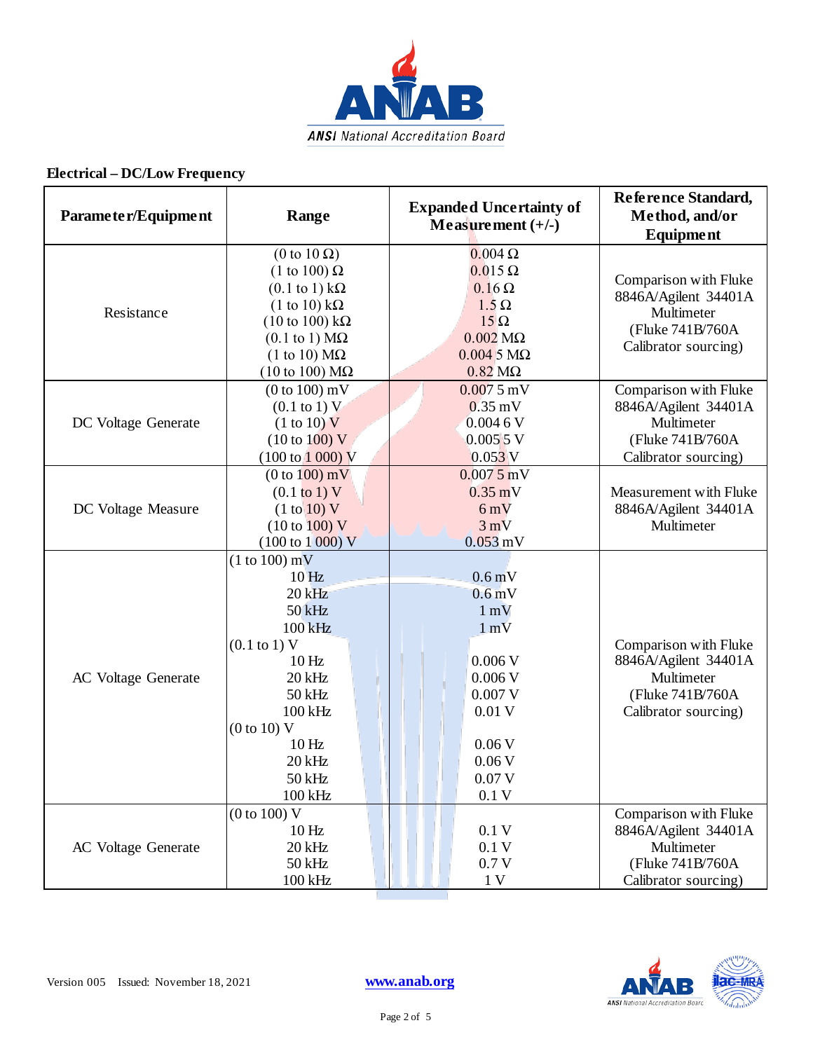## Electrical – DC/Low Frequency

| Parameter/Equipment | Range | Expanded Uncertainty of Measurement (+/-) | Reference Standard, Method, and/or Equipment |
|---|---|---|---|
| Resistance | (0 to 10 Ω)<br>(1 to 100) Ω<br>(0.1 to 1) kΩ<br>(1 to 10) kΩ<br>(10 to 100) kΩ<br>(0.1 to 1) MΩ<br>(1 to 10) MΩ<br>(10 to 100) MΩ | 0.004 Ω<br>0.015 Ω<br>0.16 Ω<br>1.5 Ω<br>15 Ω<br>0.002 MΩ<br>0.004 5 MΩ<br>0.82 MΩ | Comparison with Fluke 8846A/Agilent 34401A Multimeter (Fluke 741B/760A Calibrator sourcing) |
| DC Voltage Generate | (0 to 100) mV<br>(0.1 to 1) V<br>(1 to 10) V<br>(10 to 100) V<br>(100 to 1 000) V | 0.007 5 mV<br>0.35 mV<br>0.004 6 V<br>0.005 5 V<br>0.053 V | Comparison with Fluke 8846A/Agilent 34401A Multimeter (Fluke 741B/760A Calibrator sourcing) |
| DC Voltage Measure | (0 to 100) mV<br>(0.1 to 1) V<br>(1 to 10) V<br>(10 to 100) V<br>(100 to 1 000) V | 0.007 5 mV<br>0.35 mV<br>6 mV<br>3 mV<br>0.053 mV | Measurement with Fluke 8846A/Agilent 34401A Multimeter |
| AC Voltage Generate | (1 to 100) mV<br>10 Hz<br>20 kHz<br>50 kHz<br>100 kHz<br>(0.1 to 1) V<br>10 Hz<br>20 kHz<br>50 kHz<br>100 kHz<br>(0 to 10) V<br>10 Hz<br>20 kHz<br>50 kHz<br>100 kHz | <br>0.6 mV<br>0.6 mV<br>1 mV<br>1 mV<br><br>0.006 V<br>0.006 V<br>0.007 V<br>0.01 V<br><br>0.06 V<br>0.06 V<br>0.07 V<br>0.1 V | Comparison with Fluke 8846A/Agilent 34401A Multimeter (Fluke 741B/760A Calibrator sourcing) |
| AC Voltage Generate | (0 to 100) V<br>10 Hz<br>20 kHz<br>50 kHz<br>100 kHz | <br>0.1 V<br>0.1 V<br>0.7 V<br>1 V | Comparison with Fluke 8846A/Agilent 34401A Multimeter (Fluke 741B/760A Calibrator sourcing) |

Version 005 Issued: November 18, 2021 www.anab.org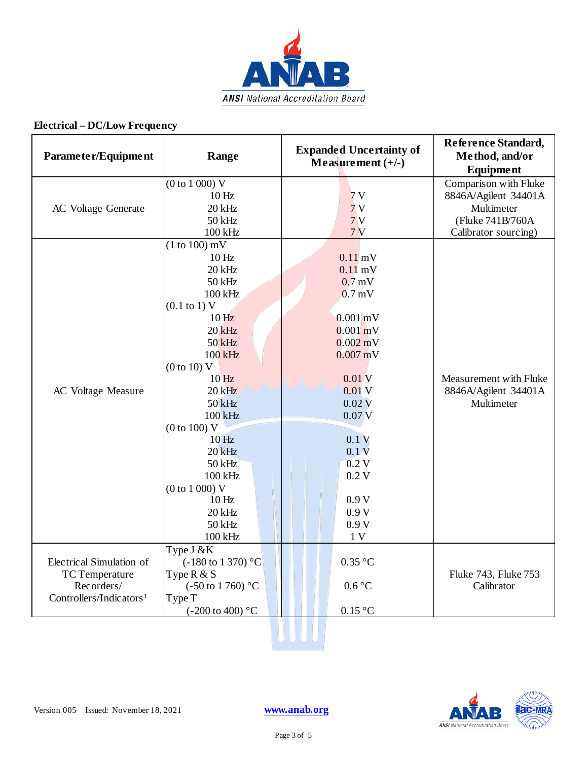**Electrical – DC/Low Frequency**

| Parameter/Equipment | Range | Expanded Uncertainty of Measurement (+/-) | Reference Standard, Method, and/or Equipment |
|---|---|---|---|
| AC Voltage Generate | (0 to 1 000) V<br>10 Hz<br>20 kHz<br>50 kHz<br>100 kHz | <br>7 V<br>7 V<br>7 V<br>7 V | Comparison with Fluke 8846A/Agilent 34401A Multimeter (Fluke 741B/760A Calibrator sourcing) |
| AC Voltage Measure | (1 to 100) mV<br>10 Hz<br>20 kHz<br>50 kHz<br>100 kHz<br>(0.1 to 1) V<br>10 Hz<br>20 kHz<br>50 kHz<br>100 kHz<br>(0 to 10) V<br>10 Hz<br>20 kHz<br>50 kHz<br>100 kHz<br>(0 to 100) V<br>10 Hz<br>20 kHz<br>50 kHz<br>100 kHz<br>(0 to 1 000) V<br>10 Hz<br>20 kHz<br>50 kHz<br>100 kHz | <br>0.11 mV<br>0.11 mV<br>0.7 mV<br>0.7 mV<br><br>0.001 mV<br>0.001 mV<br>0.002 mV<br>0.007 mV<br><br>0.01 V<br>0.01 V<br>0.02 V<br>0.07 V<br><br>0.1 V<br>0.1 V<br>0.2 V<br>0.2 V<br><br>0.9 V<br>0.9 V<br>0.9 V<br>1 V | Measurement with Fluke 8846A/Agilent 34401A Multimeter |
| Electrical Simulation of TC Temperature Recorders/ Controllers/Indicators[1] | Type J &K<br>(-180 to 1 370) °C<br>Type R & S<br>(-50 to 1 760) °C<br>Type T<br>(-200 to 400) °C | <br>0.35 °C<br><br>0.6 °C<br><br>0.15 °C | Fluke 743, Fluke 753 Calibrator |

Version 005 Issued: November 18, 2021 www.anab.org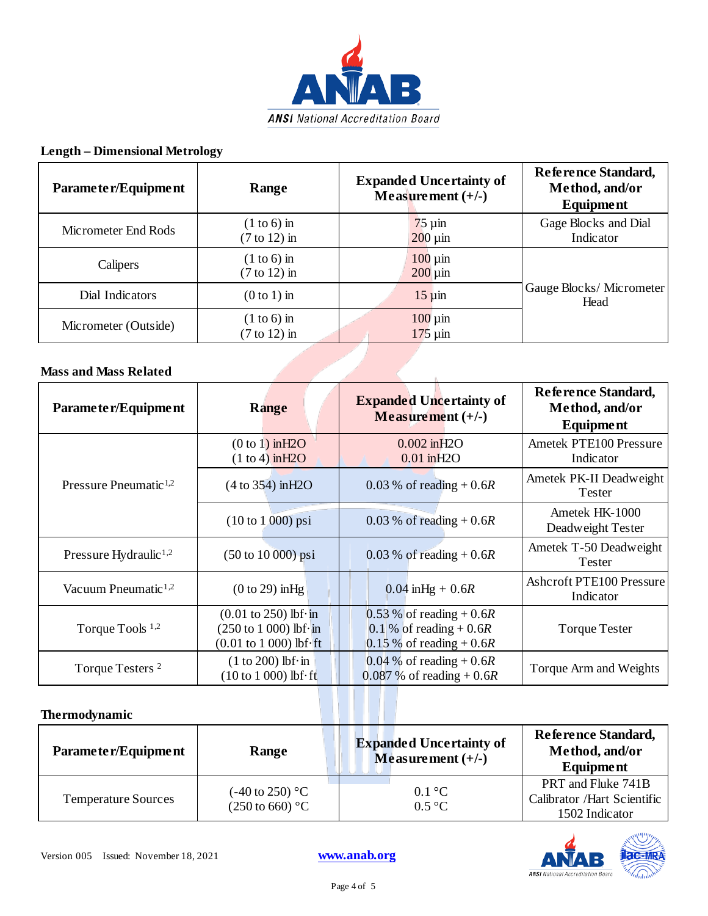## Length – Dimensional Metrology

| Parameter/Equipment | Range | Expanded Uncertainty of Measurement (+/-) | Reference Standard, Method, and/or Equipment |
|---|---|---|---|
| Micrometer End Rods | (1 to 6) in<br>(7 to 12) in | 75 µin<br>200 µin | Gage Blocks and Dial Indicator |
| Calipers | (1 to 6) in<br>(7 to 12) in | 100 µin<br>200 µin | Gauge Blocks/ Micrometer Head |
| Dial Indicators | (0 to 1) in | 15 µin | |
| Micrometer (Outside) | (1 to 6) in<br>(7 to 12) in | 100 µin<br>175 µin | |

## Mass and Mass Related

| Parameter/Equipment | Range | Expanded Uncertainty of Measurement (+/-) | Reference Standard, Method, and/or Equipment |
|---|---|---|---|
| Pressure Pneumatic[1,2] | (0 to 1) inH2O<br>(1 to 4) inH2O | 0.002 inH2O<br>0.01 inH2O | Ametek PTE100 Pressure Indicator |
| | (4 to 354) inH2O | 0.03 % of reading + 0.6*R* | Ametek PK-II Deadweight Tester |
| | (10 to 1 000) psi | 0.03 % of reading + 0.6*R* | Ametek HK-1000 Deadweight Tester |
| Pressure Hydraulic[1,2] | (50 to 10 000) psi | 0.03 % of reading + 0.6*R* | Ametek T-50 Deadweight Tester |
| Vacuum Pneumatic[1,2] | (0 to 29) inHg | 0.04 inHg + 0.6*R* | Ashcroft PTE100 Pressure Indicator |
| Torque Tools [1,2] | (0.01 to 250) lbf·in<br>(250 to 1 000) lbf·in<br>(0.01 to 1 000) lbf·ft | 0.53 % of reading + 0.6*R*<br>0.1 % of reading + 0.6*R*<br>0.15 % of reading + 0.6*R* | Torque Tester |
| Torque Testers [2] | (1 to 200) lbf·in<br>(10 to 1 000) lbf·ft | 0.04 % of reading + 0.6*R*<br>0.087 % of reading + 0.6*R* | Torque Arm and Weights |

## Thermodynamic

| Parameter/Equipment | Range | Expanded Uncertainty of Measurement (+/-) | Reference Standard, Method, and/or Equipment |
|---|---|---|---|
| Temperature Sources | (-40 to 250) °C<br>(250 to 660) °C | 0.1 °C<br>0.5 °C | PRT and Fluke 741B Calibrator /Hart Scientific 1502 Indicator |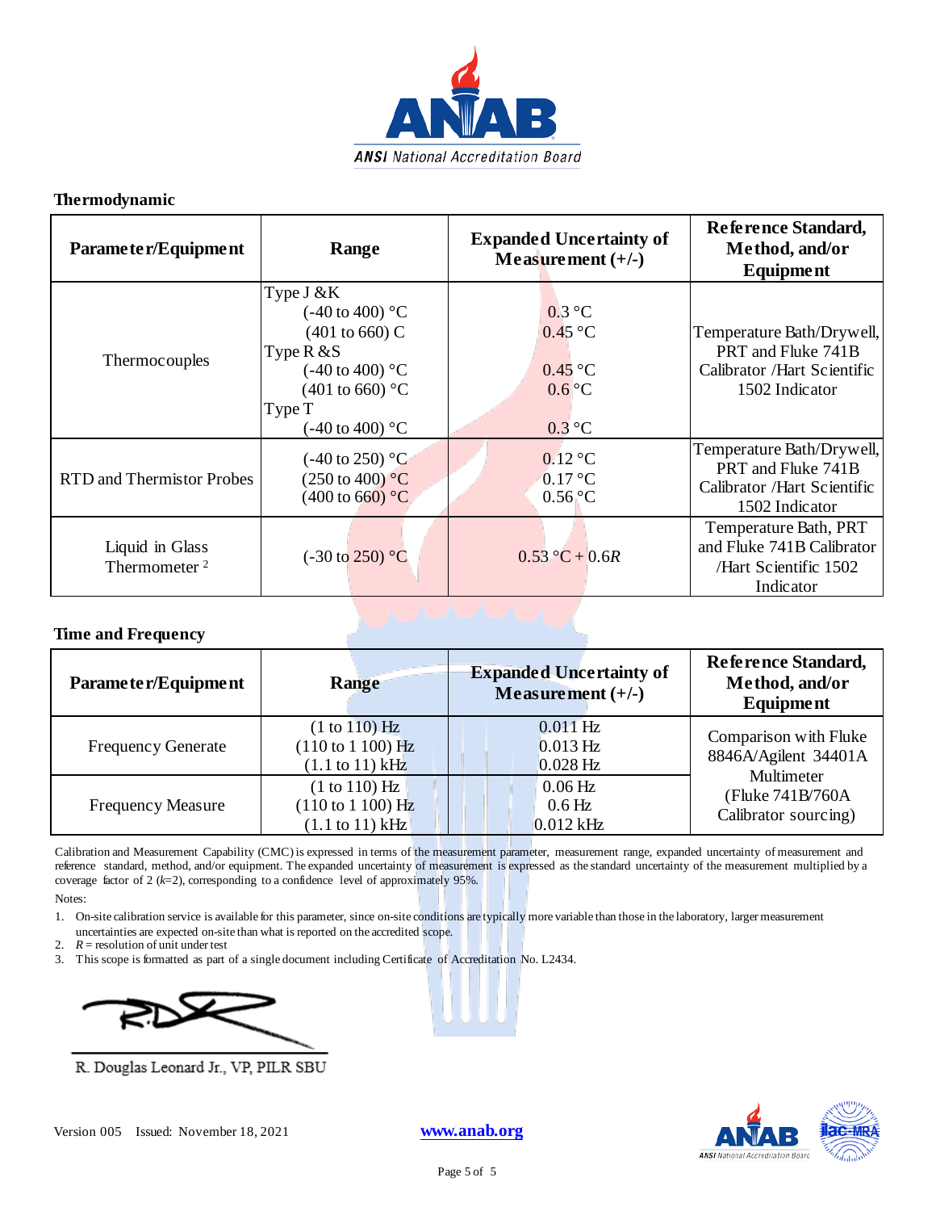### Thermodynamic

| Parameter/Equipment | Range | Expanded Uncertainty of Measurement (+/-) | Reference Standard, Method, and/or Equipment |
|---|---|---|---|
| Thermocouples | Type J &K<br>(-40 to 400) °C<br>(401 to 660) C<br>Type R &S<br>(-40 to 400) °C<br>(401 to 660) °C<br>Type T<br>(-40 to 400) °C | <br>0.3 °C<br>0.45 °C<br><br>0.45 °C<br>0.6 °C<br><br>0.3 °C | Temperature Bath/Drywell, PRT and Fluke 741B Calibrator /Hart Scientific 1502 Indicator |
| RTD and Thermistor Probes | (-40 to 250) °C<br>(250 to 400) °C<br>(400 to 660) °C | 0.12 °C<br>0.17 °C<br>0.56 °C | Temperature Bath/Drywell, PRT and Fluke 741B Calibrator /Hart Scientific 1502 Indicator |
| Liquid in Glass Thermometer [2] | (-30 to 250) °C | 0.53 °C + 0.6$R$ | Temperature Bath, PRT and Fluke 741B Calibrator /Hart Scientific 1502 Indicator |

### Time and Frequency

| Parameter/Equipment | Range | Expanded Uncertainty of Measurement (+/-) | Reference Standard, Method, and/or Equipment |
|---|---|---|---|
| Frequency Generate | (1 to 110) Hz<br>(110 to 1 100) Hz<br>(1.1 to 11) kHz | 0.011 Hz<br>0.013 Hz<br>0.028 Hz | Comparison with Fluke 8846A/Agilent 34401A Multimeter (Fluke 741B/760A Calibrator sourcing) |
| Frequency Measure | (1 to 110) Hz<br>(110 to 1 100) Hz<br>(1.1 to 11) kHz | 0.06 Hz<br>0.6 Hz<br>0.012 kHz | |

Calibration and Measurement Capability (CMC) is expressed in terms of the measurement parameter, measurement range, expanded uncertainty of measurement and reference standard, method, and/or equipment. The expanded uncertainty of measurement is expressed as the standard uncertainty of the measurement multiplied by a coverage factor of 2 ($k$=2), corresponding to a confidence level of approximately 95%.

Notes:

1. On-site calibration service is available for this parameter, since on-site conditions are typically more variable than those in the laboratory, larger measurement uncertainties are expected on-site than what is reported on the accredited scope.
2. $R$ = resolution of unit under test
3. This scope is formatted as part of a single document including Certificate of Accreditation No. L2434.

R. Douglas Leonard Jr., VP, PILR SBU

Version 005 Issued: November 18, 2021

www.anab.org